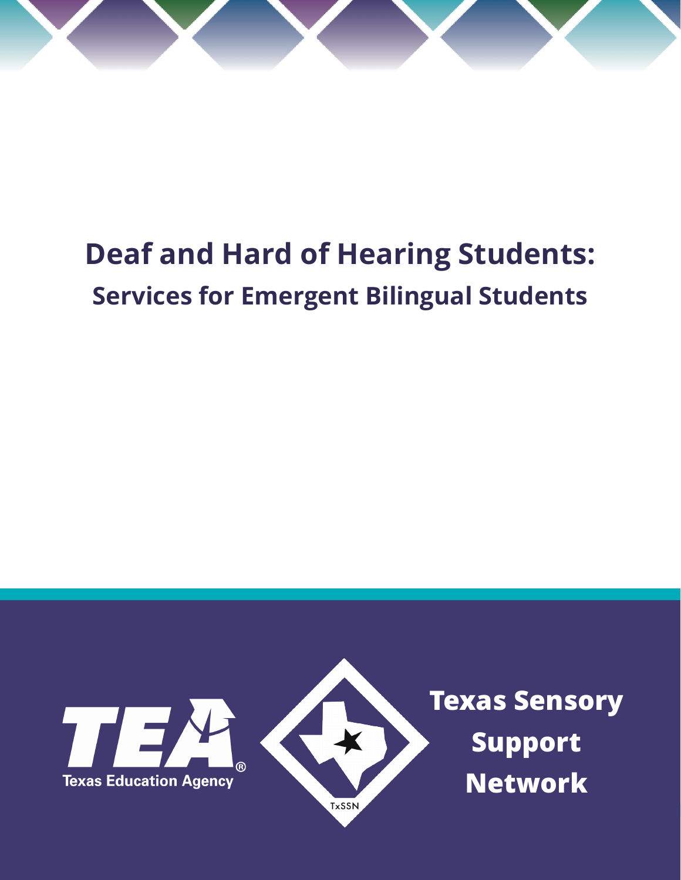# Deaf and Hard of Hearing Students:

## Services for Emergent Bilingual Students

Texas Education Agency

TxSSN

Texas Sensory Support Network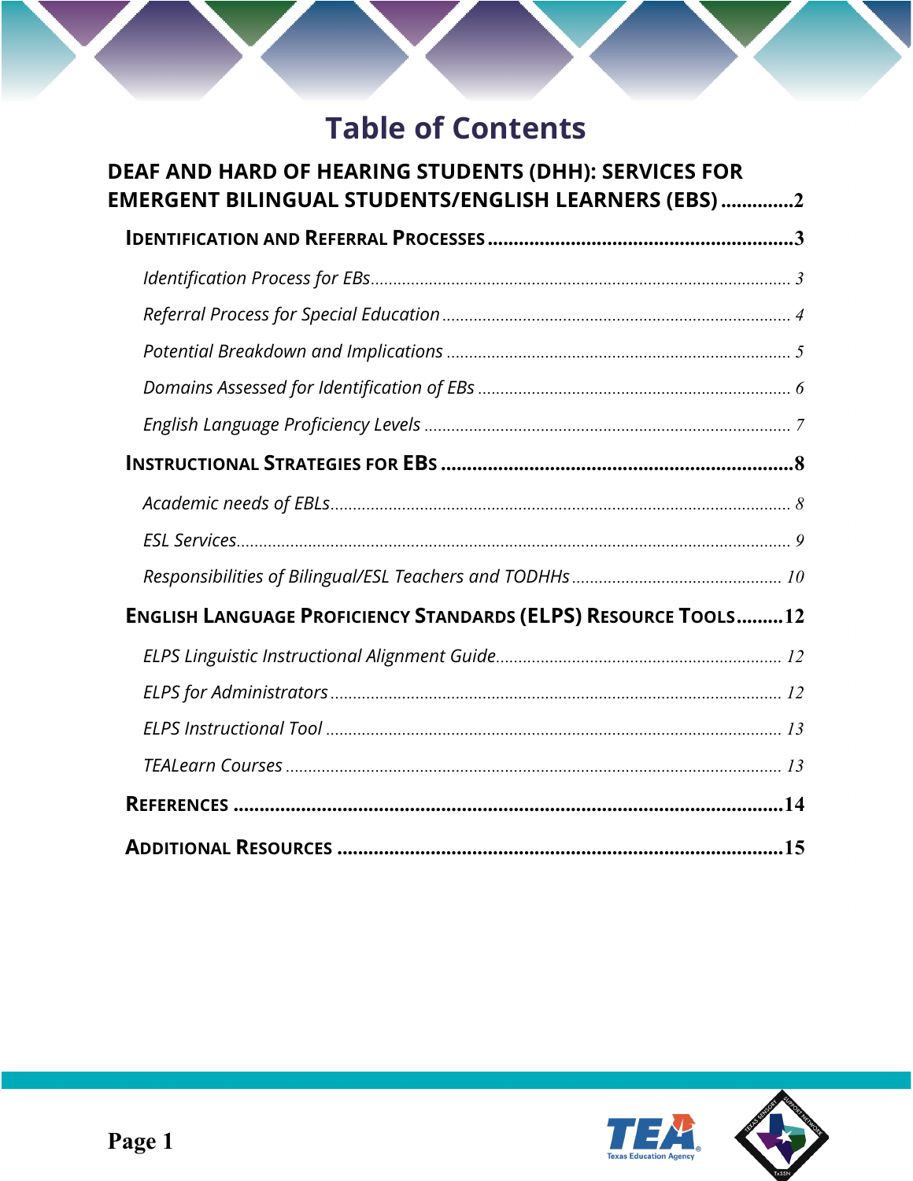# Table of Contents

**DEAF AND HARD OF HEARING STUDENTS (DHH): SERVICES FOR EMERGENT BILINGUAL STUDENTS/ENGLISH LEARNERS (EBS) .............2**

- **IDENTIFICATION AND REFERRAL PROCESSES .............3**
  - *Identification Process for EBs* ............. 3
  - *Referral Process for Special Education* ............. 4
  - *Potential Breakdown and Implications* ............. 5
  - *Domains Assessed for Identification of EBs* ............. 6
  - *English Language Proficiency Levels* ............. 7
- **INSTRUCTIONAL STRATEGIES FOR EBS .............8**
  - *Academic needs of EBLs* ............. 8
  - *ESL Services* ............. 9
  - *Responsibilities of Bilingual/ESL Teachers and TODHHs* ............. 10
- **ENGLISH LANGUAGE PROFICIENCY STANDARDS (ELPS) RESOURCE TOOLS .........12**
  - *ELPS Linguistic Instructional Alignment Guide* ............. 12
  - *ELPS for Administrators* ............. 12
  - *ELPS Instructional Tool* ............. 13
  - *TEALearn Courses* ............. 13
- **REFERENCES .............14**
- **ADDITIONAL RESOURCES .............15**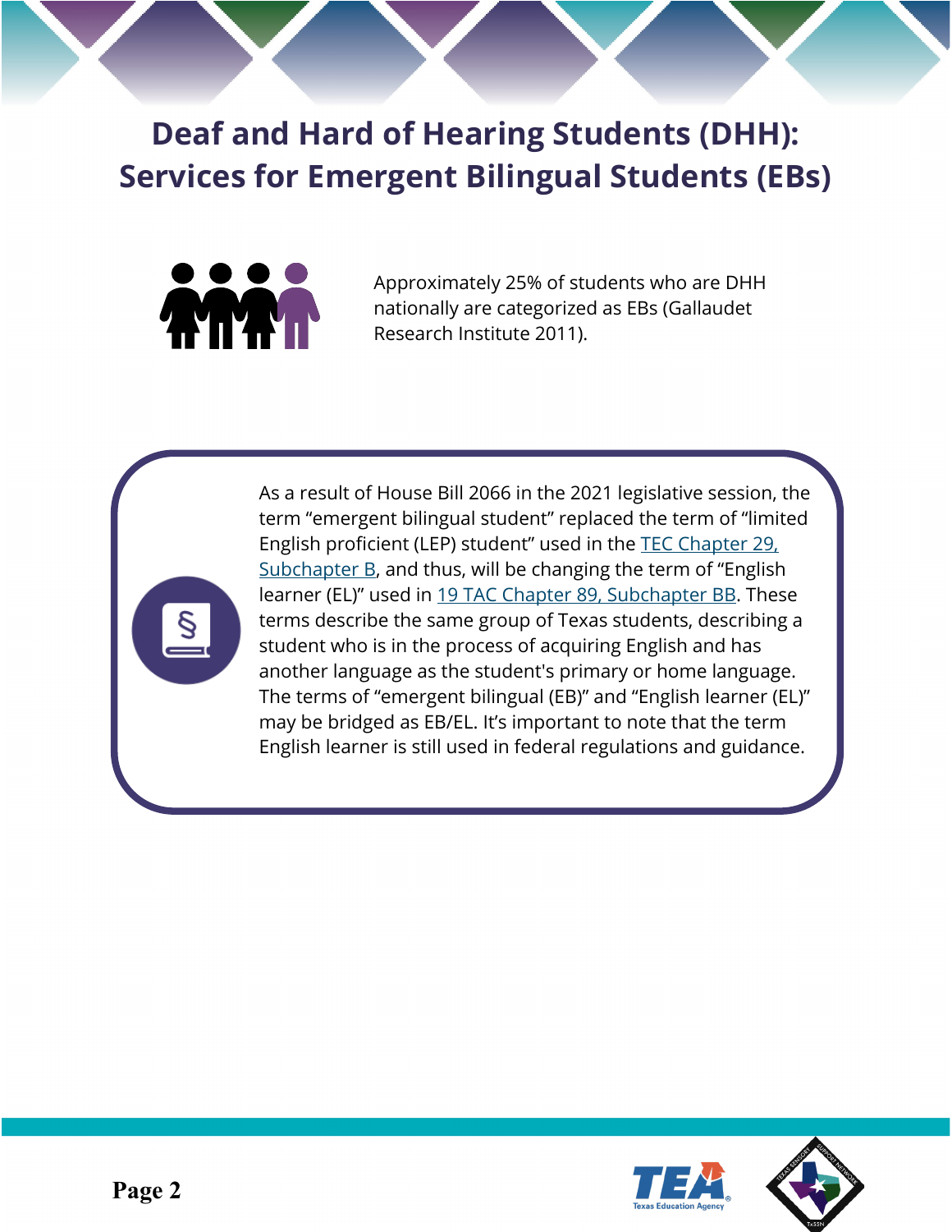# Deaf and Hard of Hearing Students (DHH): Services for Emergent Bilingual Students (EBs)

Approximately 25% of students who are DHH nationally are categorized as EBs (Gallaudet Research Institute 2011).

As a result of House Bill 2066 in the 2021 legislative session, the term “emergent bilingual student” replaced the term of “limited English proficient (LEP) student” used in the [TEC Chapter 29, Subchapter B](), and thus, will be changing the term of “English learner (EL)” used in [19 TAC Chapter 89, Subchapter BB](). These terms describe the same group of Texas students, describing a student who is in the process of acquiring English and has another language as the student's primary or home language. The terms of “emergent bilingual (EB)” and “English learner (EL)” may be bridged as EB/EL. It’s important to note that the term English learner is still used in federal regulations and guidance.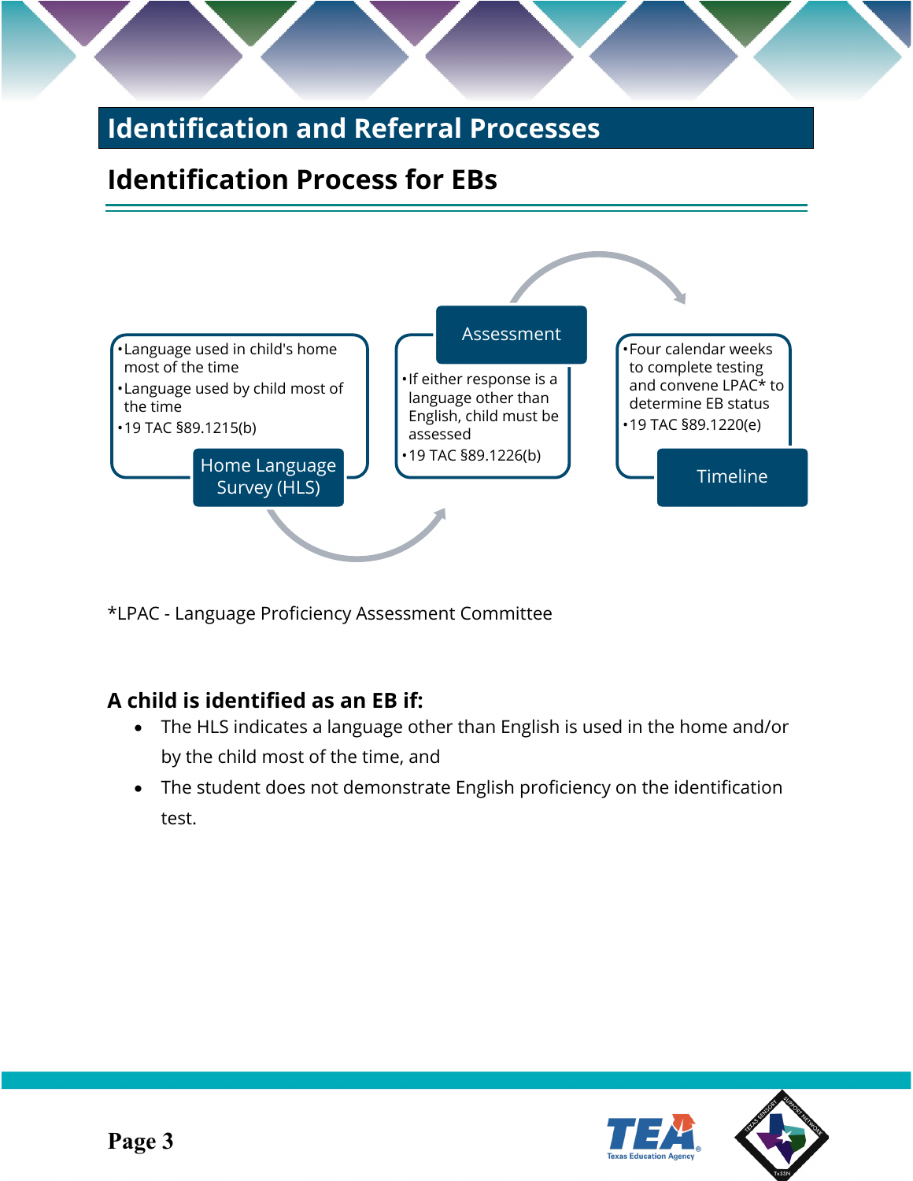# Identification and Referral Processes

## Identification Process for EBs

**Home Language Survey (HLS)**

- Language used in child's home most of the time
- Language used by child most of the time
- 19 TAC §89.1215(b)

**Assessment**

- If either response is a language other than English, child must be assessed
- 19 TAC §89.1226(b)

**Timeline**

- Four calendar weeks to complete testing and convene LPAC* to determine EB status
- 19 TAC §89.1220(e)

*LPAC - Language Proficiency Assessment Committee

### A child is identified as an EB if:

- The HLS indicates a language other than English is used in the home and/or by the child most of the time, and
- The student does not demonstrate English proficiency on the identification test.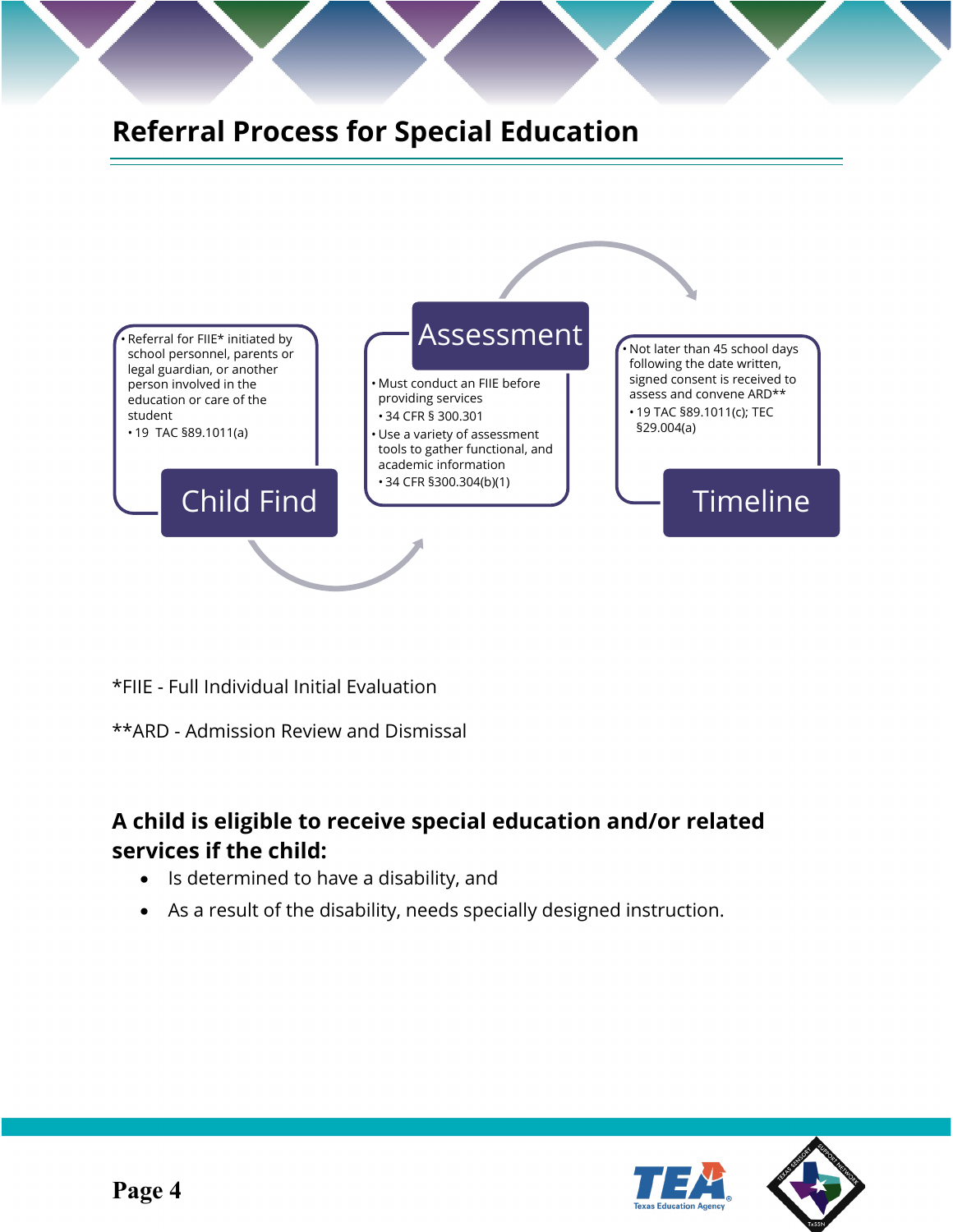# Referral Process for Special Education

### Child Find

- Referral for FIIE* initiated by school personnel, parents or legal guardian, or another person involved in the education or care of the student
  - 19 TAC §89.1011(a)

### Assessment

- Must conduct an FIIE before providing services
  - 34 CFR § 300.301
- Use a variety of assessment tools to gather functional, and academic information
  - 34 CFR §300.304(b)(1)

### Timeline

- Not later than 45 school days following the date written, signed consent is received to assess and convene ARD**
  - 19 TAC §89.1011(c); TEC §29.004(a)

*FIIE - Full Individual Initial Evaluation

**ARD - Admission Review and Dismissal

## A child is eligible to receive special education and/or related services if the child:

- Is determined to have a disability, and
- As a result of the disability, needs specially designed instruction.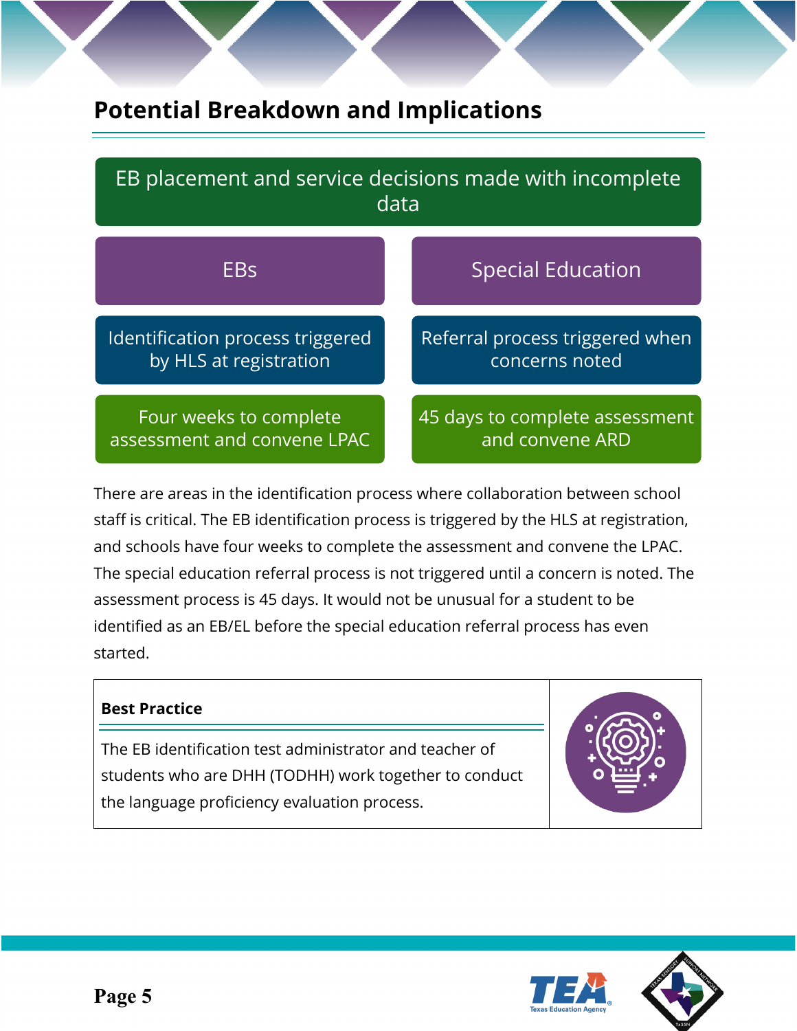## Potential Breakdown and Implications

EB placement and service decisions made with incomplete data

| EBs | Special Education |
| --- | --- |
| Identification process triggered by HLS at registration | Referral process triggered when concerns noted |
| Four weeks to complete assessment and convene LPAC | 45 days to complete assessment and convene ARD |

There are areas in the identification process where collaboration between school staff is critical. The EB identification process is triggered by the HLS at registration, and schools have four weeks to complete the assessment and convene the LPAC. The special education referral process is not triggered until a concern is noted. The assessment process is 45 days. It would not be unusual for a student to be identified as an EB/EL before the special education referral process has even started.

**Best Practice**

The EB identification test administrator and teacher of students who are DHH (TODHH) work together to conduct the language proficiency evaluation process.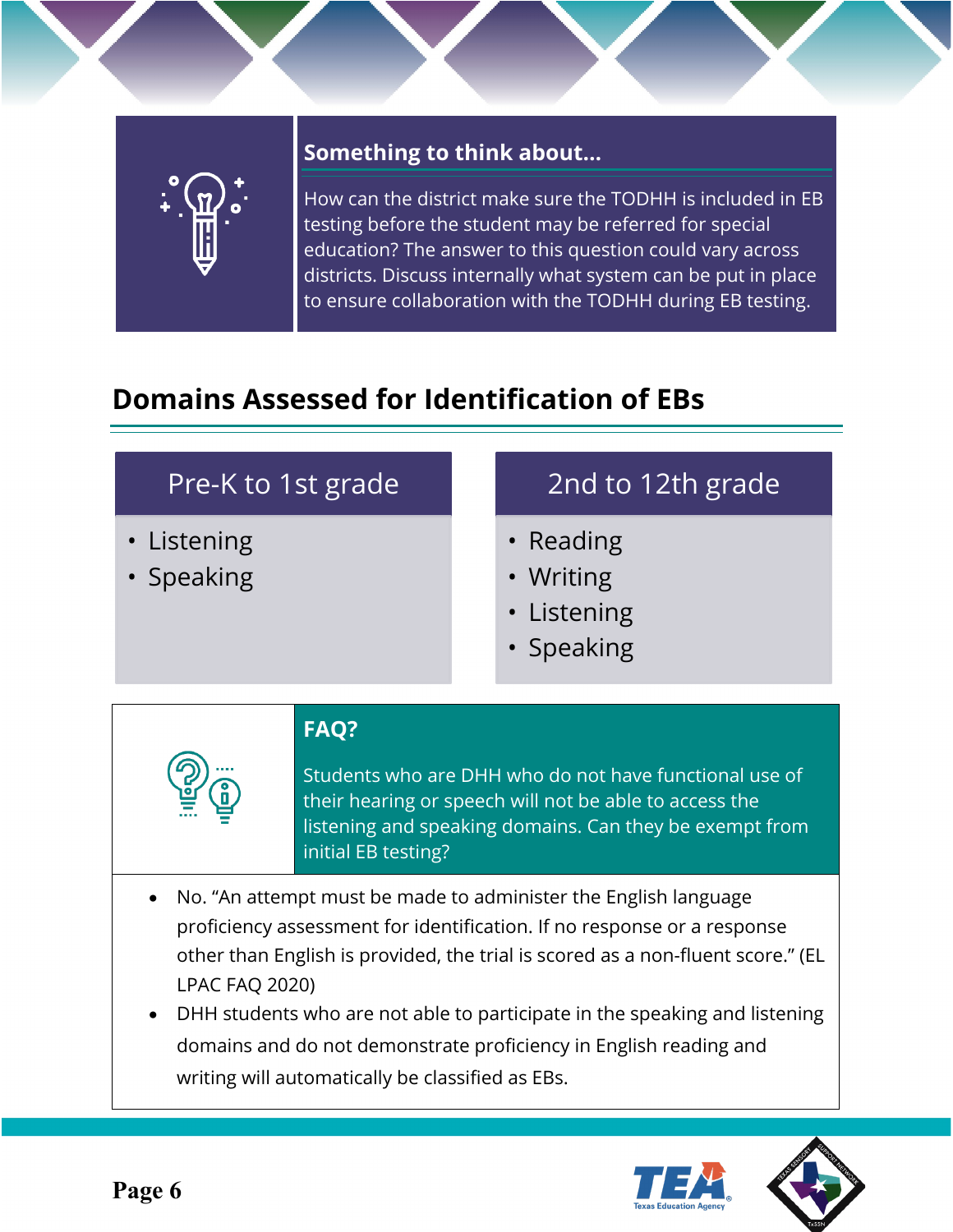**Something to think about...**

How can the district make sure the TODHH is included in EB testing before the student may be referred for special education? The answer to this question could vary across districts. Discuss internally what system can be put in place to ensure collaboration with the TODHH during EB testing.

## Domains Assessed for Identification of EBs

| Pre-K to 1st grade | 2nd to 12th grade |
| --- | --- |
| • Listening<br>• Speaking | • Reading<br>• Writing<br>• Listening<br>• Speaking |

**FAQ?**

Students who are DHH who do not have functional use of their hearing or speech will not be able to access the listening and speaking domains. Can they be exempt from initial EB testing?

- No. "An attempt must be made to administer the English language proficiency assessment for identification. If no response or a response other than English is provided, the trial is scored as a non-fluent score." (EL LPAC FAQ 2020)
- DHH students who are not able to participate in the speaking and listening domains and do not demonstrate proficiency in English reading and writing will automatically be classified as EBs.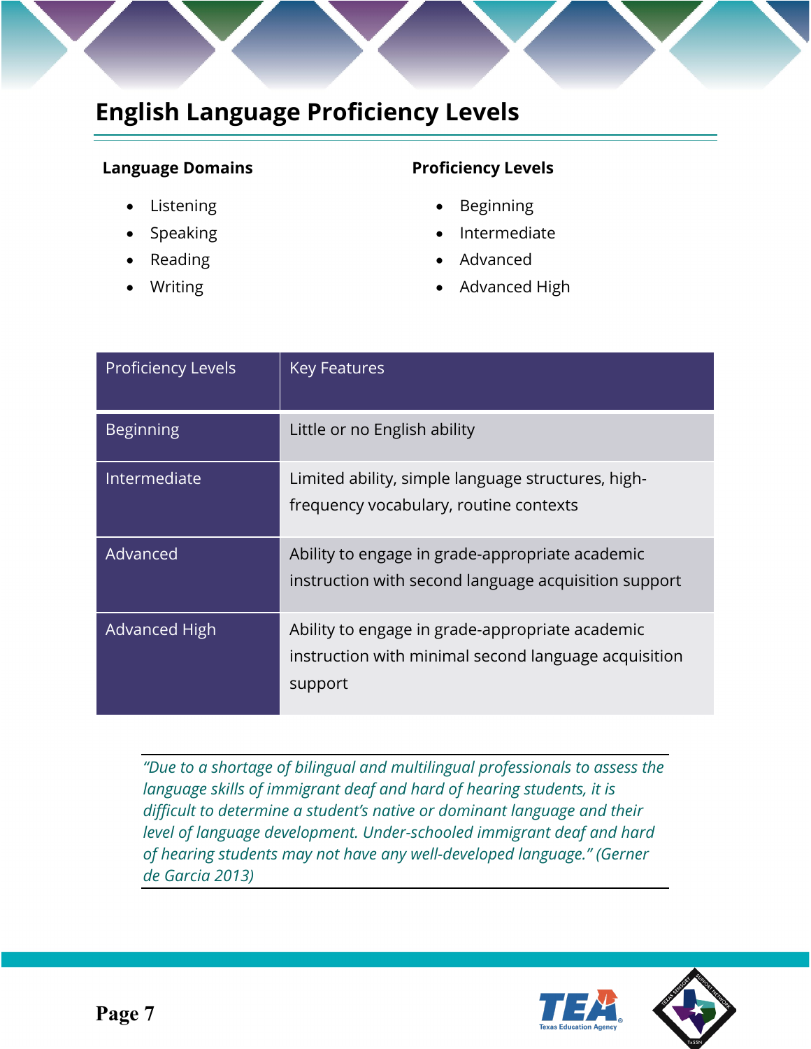## English Language Proficiency Levels

**Language Domains**

- Listening
- Speaking
- Reading
- Writing

**Proficiency Levels**

- Beginning
- Intermediate
- Advanced
- Advanced High

| Proficiency Levels | Key Features |
|---|---|
| Beginning | Little or no English ability |
| Intermediate | Limited ability, simple language structures, high-frequency vocabulary, routine contexts |
| Advanced | Ability to engage in grade-appropriate academic instruction with second language acquisition support |
| Advanced High | Ability to engage in grade-appropriate academic instruction with minimal second language acquisition support |

> *"Due to a shortage of bilingual and multilingual professionals to assess the language skills of immigrant deaf and hard of hearing students, it is difficult to determine a student's native or dominant language and their level of language development. Under-schooled immigrant deaf and hard of hearing students may not have any well-developed language." (Gerner de Garcia 2013)*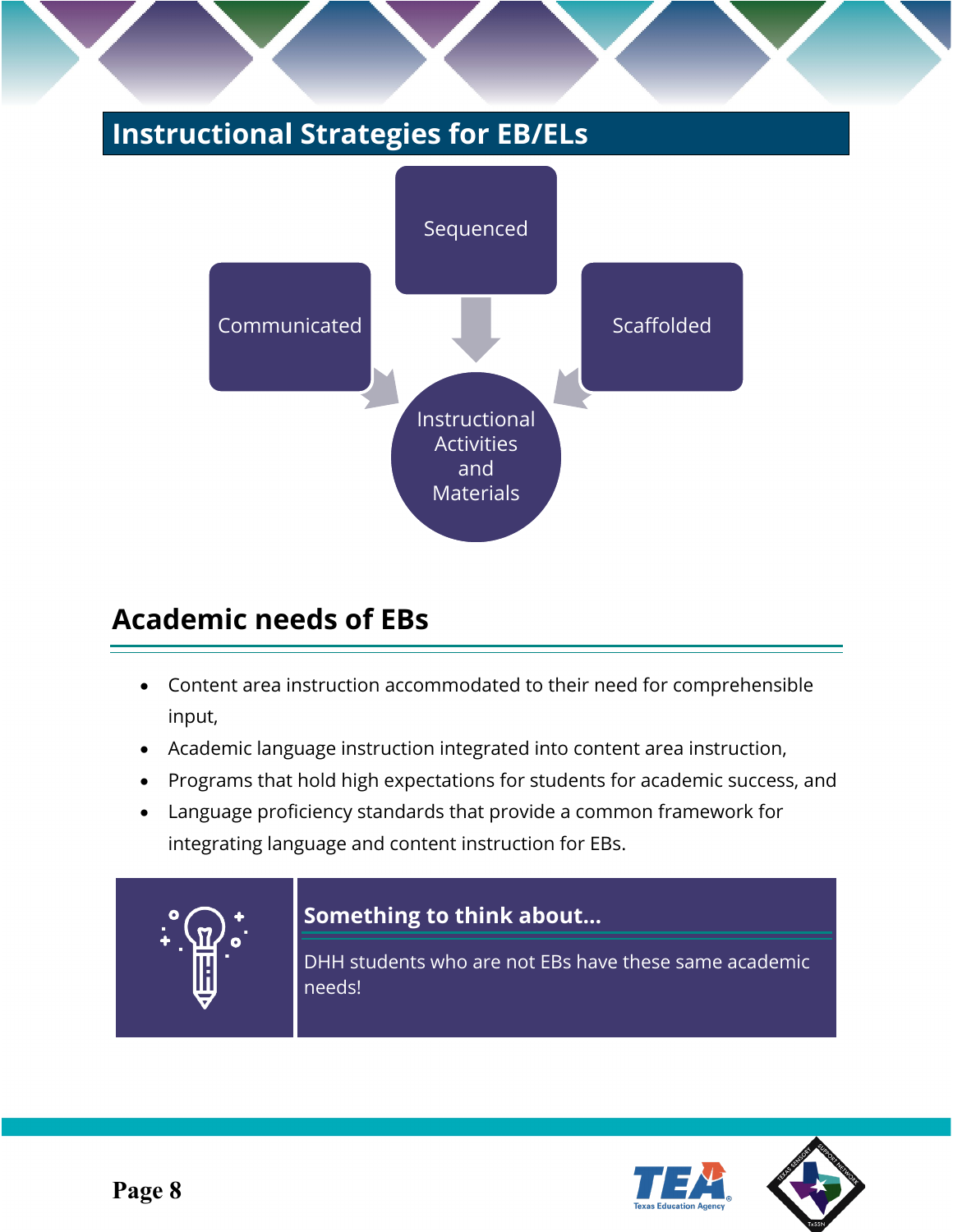## Instructional Strategies for EB/ELs

Sequenced

Communicated

Scaffolded

Instructional Activities and Materials

## Academic needs of EBs

- Content area instruction accommodated to their need for comprehensible input,
- Academic language instruction integrated into content area instruction,
- Programs that hold high expectations for students for academic success, and
- Language proficiency standards that provide a common framework for integrating language and content instruction for EBs.

**Something to think about…**

DHH students who are not EBs have these same academic needs!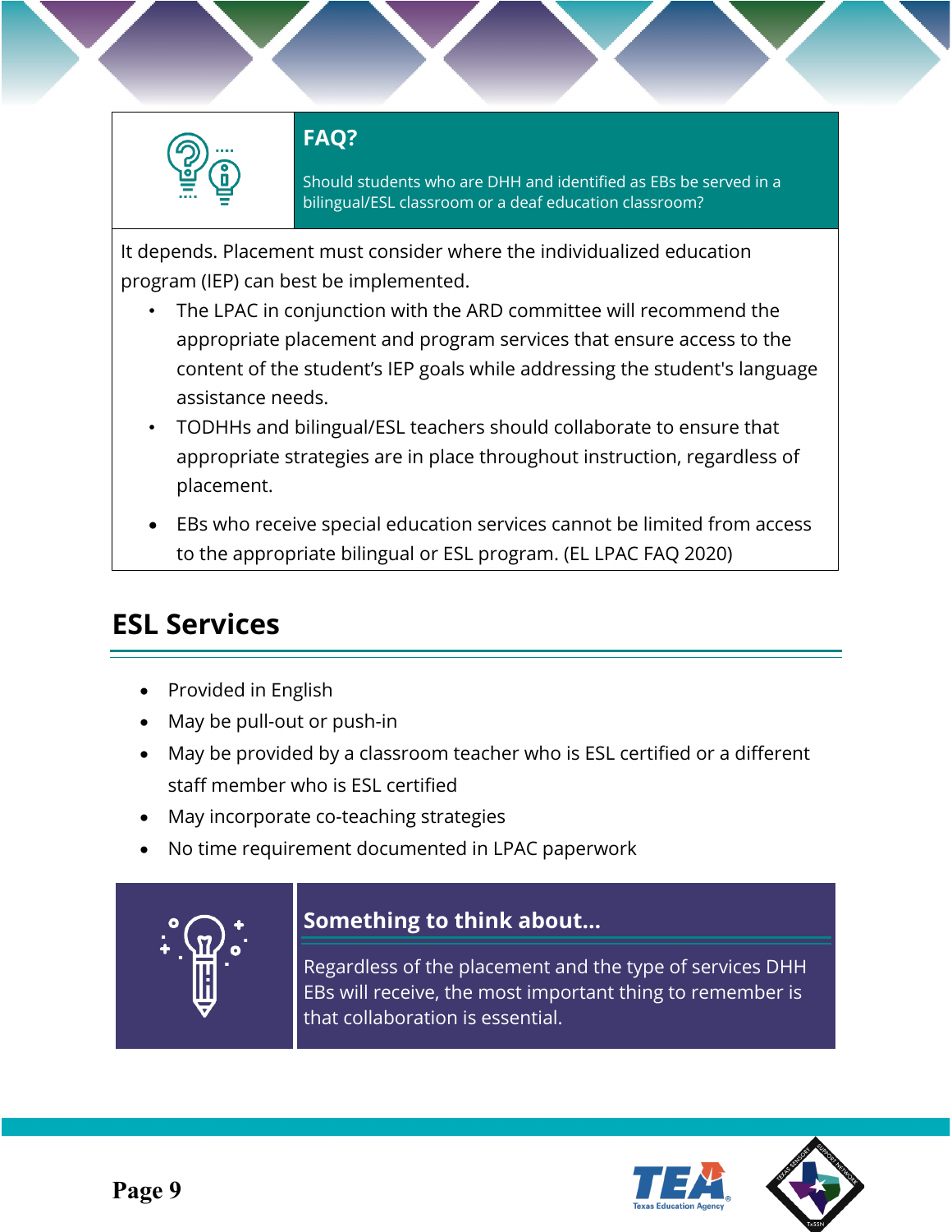### FAQ?

Should students who are DHH and identified as EBs be served in a bilingual/ESL classroom or a deaf education classroom?

It depends. Placement must consider where the individualized education program (IEP) can best be implemented.

- The LPAC in conjunction with the ARD committee will recommend the appropriate placement and program services that ensure access to the content of the student's IEP goals while addressing the student's language assistance needs.
- TODHHs and bilingual/ESL teachers should collaborate to ensure that appropriate strategies are in place throughout instruction, regardless of placement.
- EBs who receive special education services cannot be limited from access to the appropriate bilingual or ESL program. (EL LPAC FAQ 2020)

## ESL Services

- Provided in English
- May be pull-out or push-in
- May be provided by a classroom teacher who is ESL certified or a different staff member who is ESL certified
- May incorporate co-teaching strategies
- No time requirement documented in LPAC paperwork

### Something to think about...

Regardless of the placement and the type of services DHH EBs will receive, the most important thing to remember is that collaboration is essential.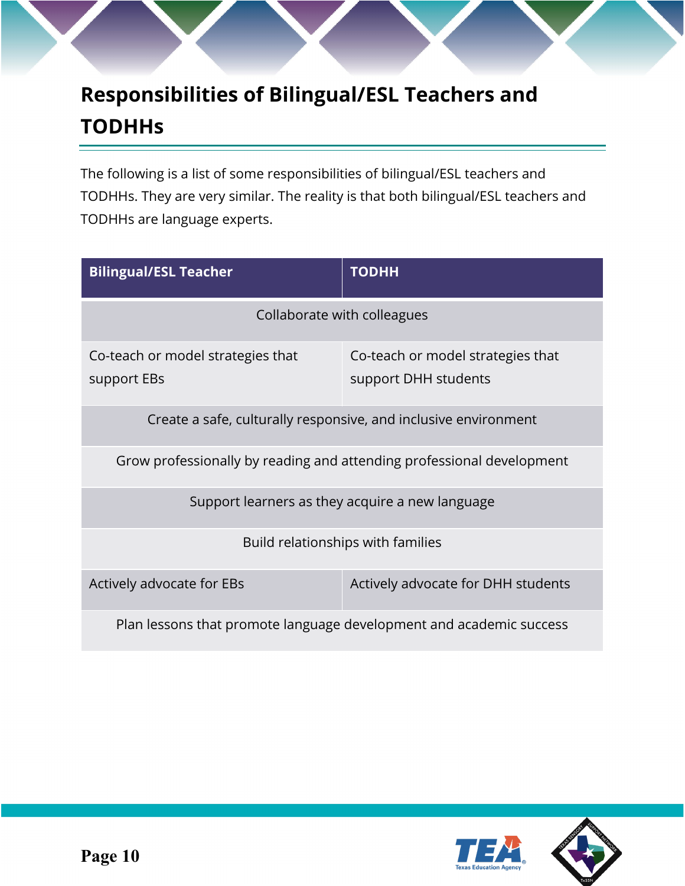# Responsibilities of Bilingual/ESL Teachers and TODHHs

The following is a list of some responsibilities of bilingual/ESL teachers and TODHHs. They are very similar. The reality is that both bilingual/ESL teachers and TODHHs are language experts.

| Bilingual/ESL Teacher | TODHH |
|---|---|
| Collaborate with colleagues | |
| Co-teach or model strategies that support EBs | Co-teach or model strategies that support DHH students |
| Create a safe, culturally responsive, and inclusive environment | |
| Grow professionally by reading and attending professional development | |
| Support learners as they acquire a new language | |
| Build relationships with families | |
| Actively advocate for EBs | Actively advocate for DHH students |
| Plan lessons that promote language development and academic success | |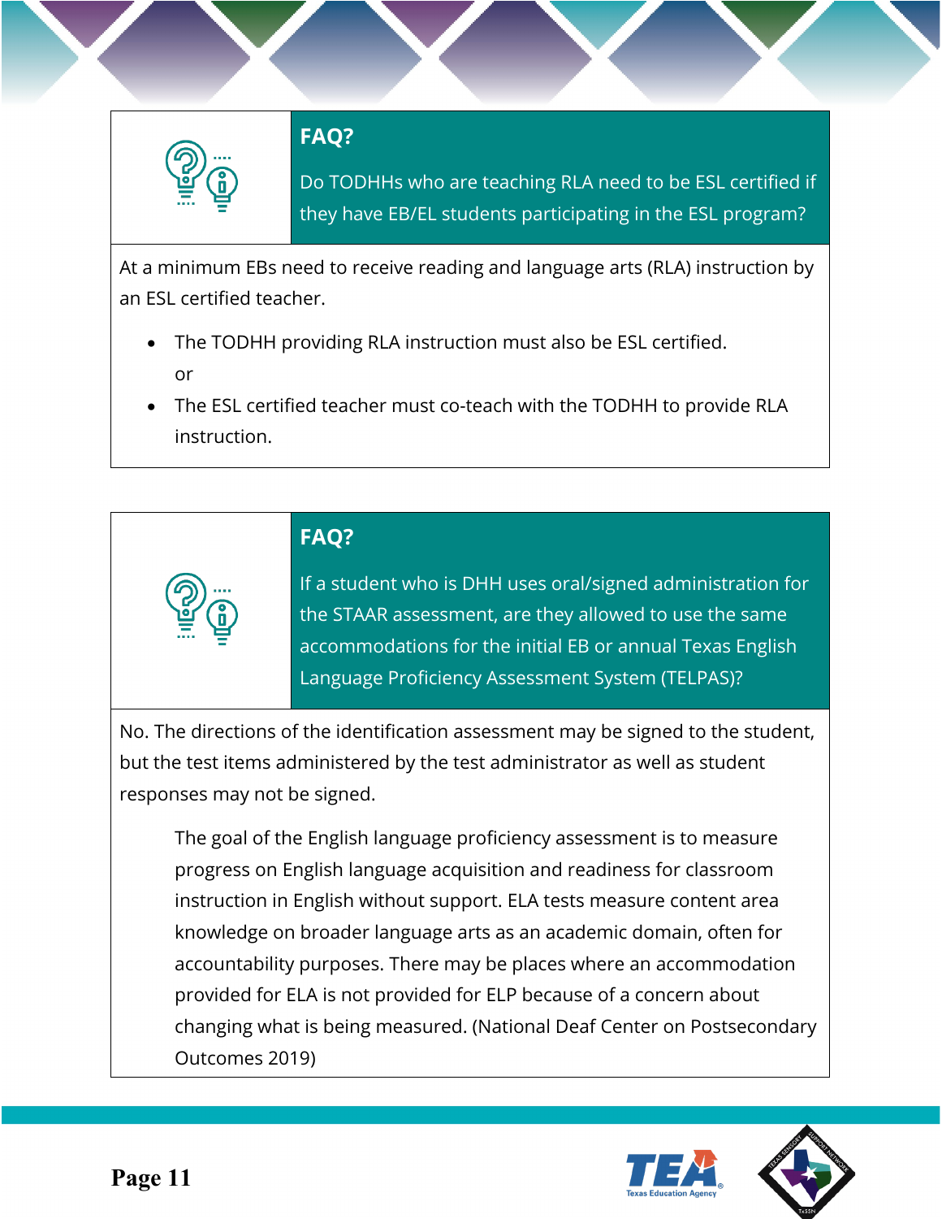### FAQ?

Do TODHHs who are teaching RLA need to be ESL certified if they have EB/EL students participating in the ESL program?

At a minimum EBs need to receive reading and language arts (RLA) instruction by an ESL certified teacher.

- The TODHH providing RLA instruction must also be ESL certified.
  
  or
- The ESL certified teacher must co-teach with the TODHH to provide RLA instruction.

### FAQ?

If a student who is DHH uses oral/signed administration for the STAAR assessment, are they allowed to use the same accommodations for the initial EB or annual Texas English Language Proficiency Assessment System (TELPAS)?

No. The directions of the identification assessment may be signed to the student, but the test items administered by the test administrator as well as student responses may not be signed.

> The goal of the English language proficiency assessment is to measure progress on English language acquisition and readiness for classroom instruction in English without support. ELA tests measure content area knowledge on broader language arts as an academic domain, often for accountability purposes. There may be places where an accommodation provided for ELA is not provided for ELP because of a concern about changing what is being measured. (National Deaf Center on Postsecondary Outcomes 2019)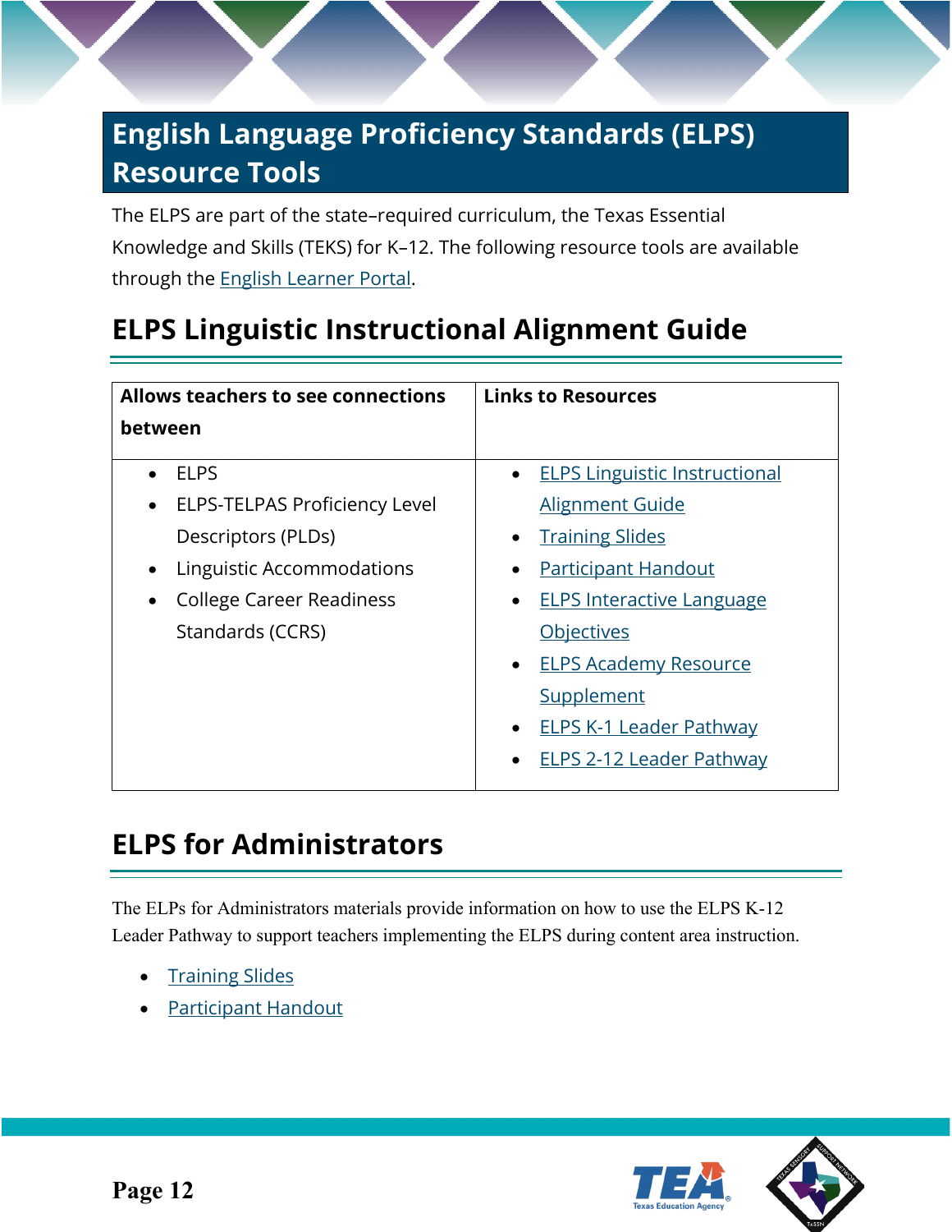# English Language Proficiency Standards (ELPS) Resource Tools

The ELPS are part of the state–required curriculum, the Texas Essential Knowledge and Skills (TEKS) for K–12. The following resource tools are available through the English Learner Portal.

## ELPS Linguistic Instructional Alignment Guide

| Allows teachers to see connections between | Links to Resources |
|---|---|
| • ELPS<br>• ELPS-TELPAS Proficiency Level Descriptors (PLDs)<br>• Linguistic Accommodations<br>• College Career Readiness Standards (CCRS) | • ELPS Linguistic Instructional Alignment Guide<br>• Training Slides<br>• Participant Handout<br>• ELPS Interactive Language Objectives<br>• ELPS Academy Resource Supplement<br>• ELPS K-1 Leader Pathway<br>• ELPS 2-12 Leader Pathway |

## ELPS for Administrators

The ELPs for Administrators materials provide information on how to use the ELPS K-12 Leader Pathway to support teachers implementing the ELPS during content area instruction.

- Training Slides
- Participant Handout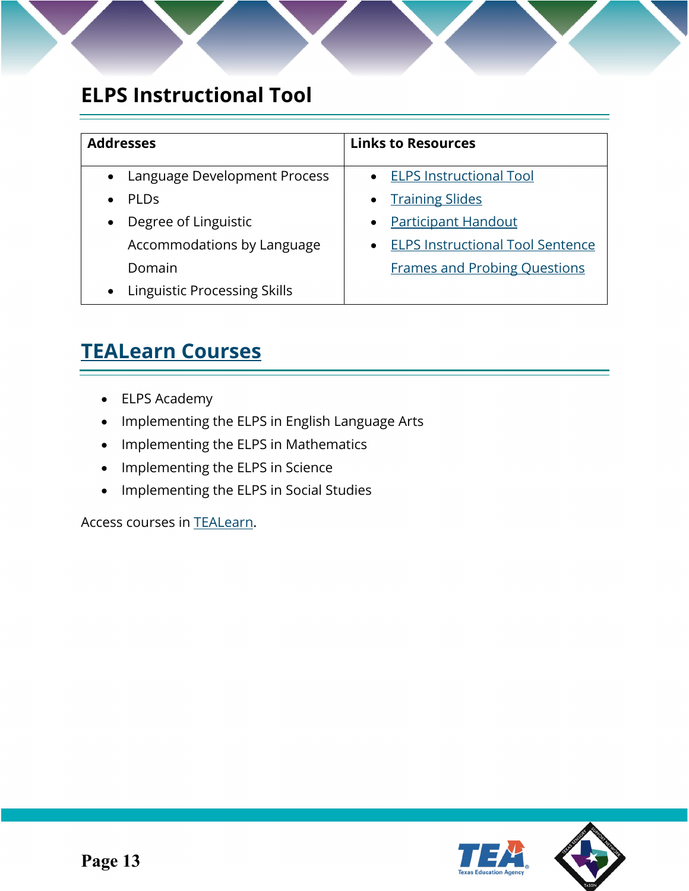## ELPS Instructional Tool

| Addresses | Links to Resources |
|---|---|
| • Language Development Process<br>• PLDs<br>• Degree of Linguistic Accommodations by Language Domain<br>• Linguistic Processing Skills | • ELPS Instructional Tool<br>• Training Slides<br>• Participant Handout<br>• ELPS Instructional Tool Sentence Frames and Probing Questions |

## TEALearn Courses

- ELPS Academy
- Implementing the ELPS in English Language Arts
- Implementing the ELPS in Mathematics
- Implementing the ELPS in Science
- Implementing the ELPS in Social Studies

Access courses in TEALearn.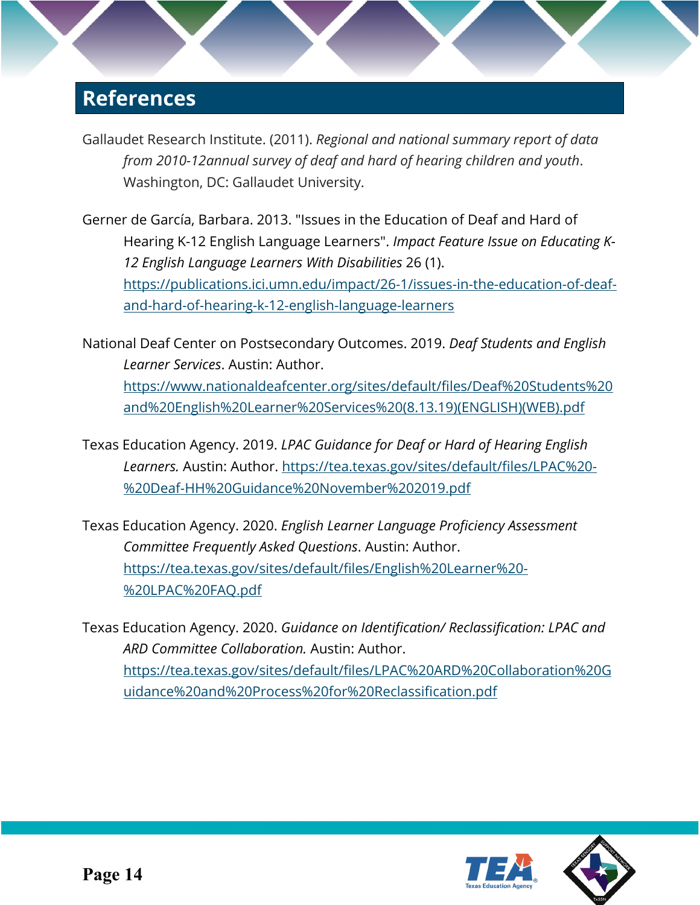## References

Gallaudet Research Institute. (2011). *Regional and national summary report of data from 2010-12annual survey of deaf and hard of hearing children and youth*. Washington, DC: Gallaudet University.

Gerner de García, Barbara. 2013. "Issues in the Education of Deaf and Hard of Hearing K-12 English Language Learners". *Impact Feature Issue on Educating K-12 English Language Learners With Disabilities* 26 (1). https://publications.ici.umn.edu/impact/26-1/issues-in-the-education-of-deaf-and-hard-of-hearing-k-12-english-language-learners

National Deaf Center on Postsecondary Outcomes. 2019. *Deaf Students and English Learner Services*. Austin: Author. https://www.nationaldeafcenter.org/sites/default/files/Deaf%20Students%20and%20English%20Learner%20Services%20(8.13.19)(ENGLISH)(WEB).pdf

Texas Education Agency. 2019. *LPAC Guidance for Deaf or Hard of Hearing English Learners.* Austin: Author. https://tea.texas.gov/sites/default/files/LPAC%20-%20Deaf-HH%20Guidance%20November%202019.pdf

Texas Education Agency. 2020. *English Learner Language Proficiency Assessment Committee Frequently Asked Questions*. Austin: Author. https://tea.texas.gov/sites/default/files/English%20Learner%20-%20LPAC%20FAQ.pdf

Texas Education Agency. 2020. *Guidance on Identification/ Reclassification: LPAC and ARD Committee Collaboration.* Austin: Author. https://tea.texas.gov/sites/default/files/LPAC%20ARD%20Collaboration%20Guidance%20and%20Process%20for%20Reclassification.pdf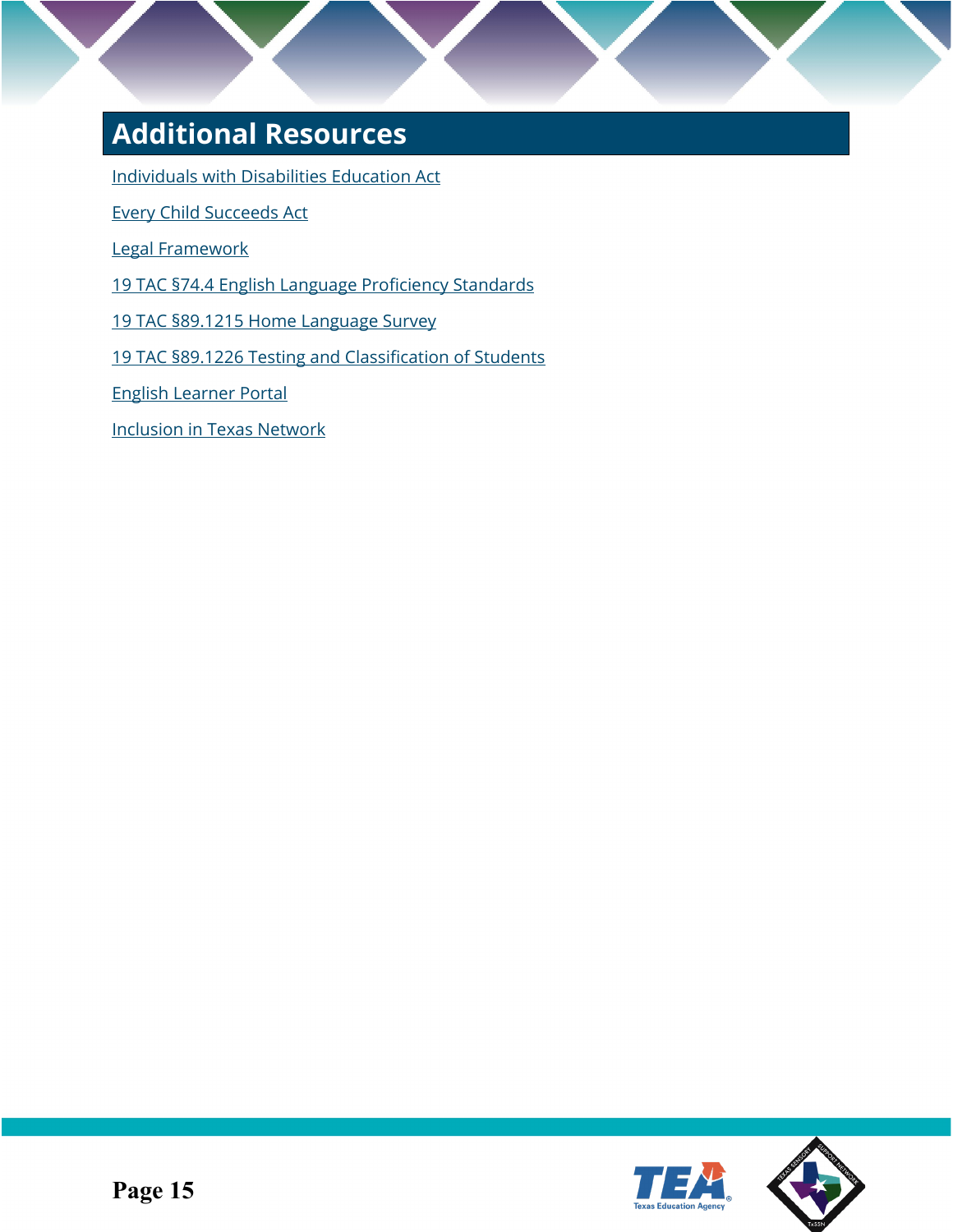# Additional Resources

Individuals with Disabilities Education Act

Every Child Succeeds Act

Legal Framework

19 TAC §74.4 English Language Proficiency Standards

19 TAC §89.1215 Home Language Survey

19 TAC §89.1226 Testing and Classification of Students

English Learner Portal

Inclusion in Texas Network